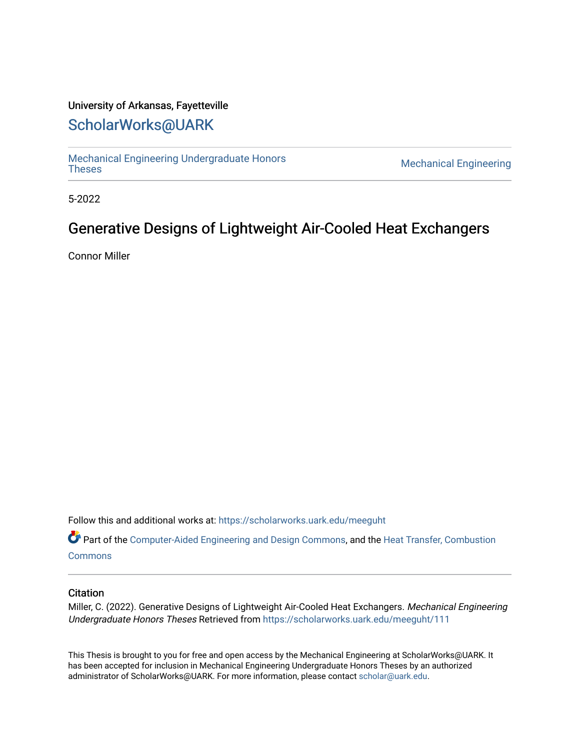University of Arkansas, Fayetteville

# ScholarWorks@UARK

Mechanical Engineering Undergraduate Honors Theses | Mechanical Engineering

5-2022

# Generative Designs of Lightweight Air-Cooled Heat Exchangers

Connor Miller

Follow this and additional works at: https://scholarworks.uark.edu/meeguht

Part of the Computer-Aided Engineering and Design Commons, and the Heat Transfer, Combustion Commons

## Citation

Miller, C. (2022). Generative Designs of Lightweight Air-Cooled Heat Exchangers. *Mechanical Engineering Undergraduate Honors Theses* Retrieved from https://scholarworks.uark.edu/meeguht/111

This Thesis is brought to you for free and open access by the Mechanical Engineering at ScholarWorks@UARK. It has been accepted for inclusion in Mechanical Engineering Undergraduate Honors Theses by an authorized administrator of ScholarWorks@UARK. For more information, please contact scholar@uark.edu.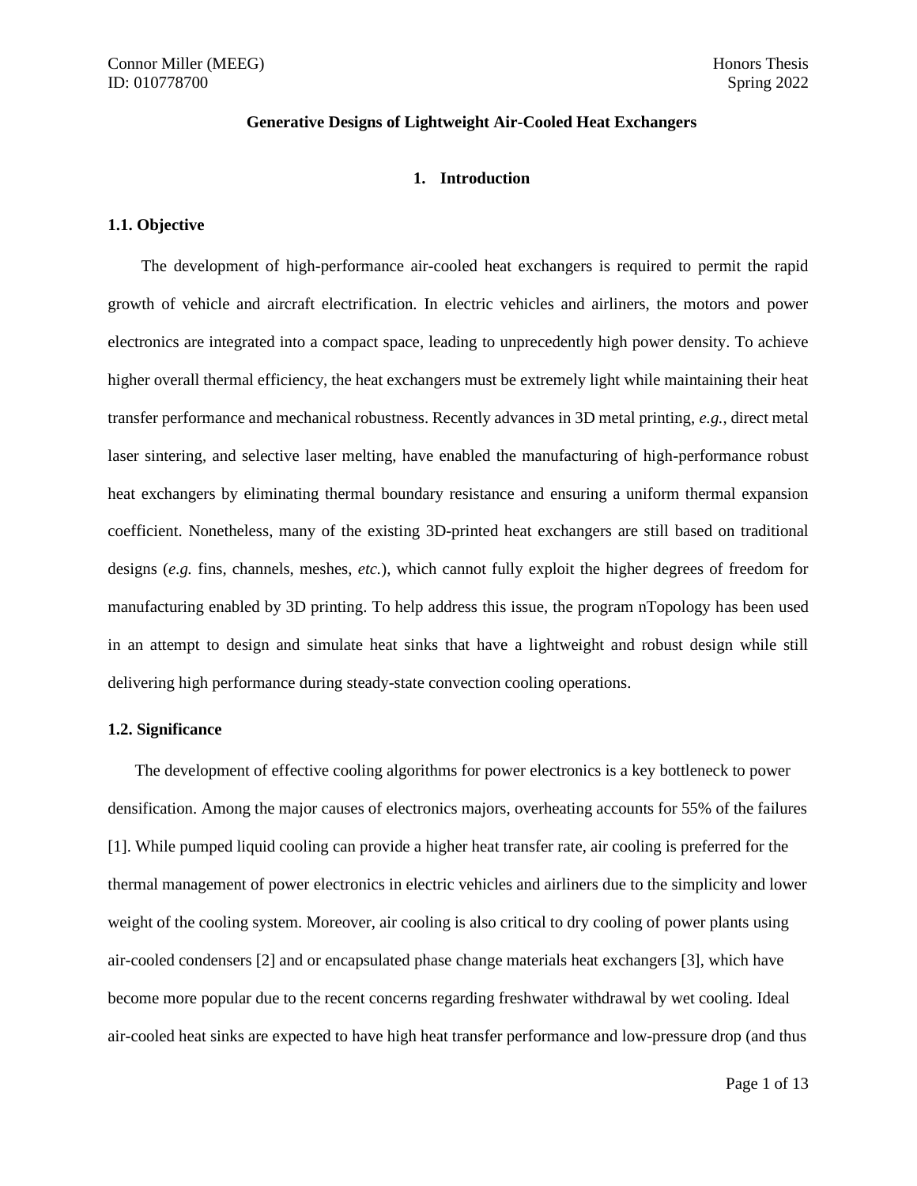**Generative Designs of Lightweight Air-Cooled Heat Exchangers**

# 1. Introduction

## 1.1. Objective

The development of high-performance air-cooled heat exchangers is required to permit the rapid growth of vehicle and aircraft electrification. In electric vehicles and airliners, the motors and power electronics are integrated into a compact space, leading to unprecedently high power density. To achieve higher overall thermal efficiency, the heat exchangers must be extremely light while maintaining their heat transfer performance and mechanical robustness. Recently advances in 3D metal printing, *e.g.*, direct metal laser sintering, and selective laser melting, have enabled the manufacturing of high-performance robust heat exchangers by eliminating thermal boundary resistance and ensuring a uniform thermal expansion coefficient. Nonetheless, many of the existing 3D-printed heat exchangers are still based on traditional designs (*e.g.* fins, channels, meshes, *etc.*), which cannot fully exploit the higher degrees of freedom for manufacturing enabled by 3D printing. To help address this issue, the program nTopology has been used in an attempt to design and simulate heat sinks that have a lightweight and robust design while still delivering high performance during steady-state convection cooling operations.

## 1.2. Significance

The development of effective cooling algorithms for power electronics is a key bottleneck to power densification. Among the major causes of electronics majors, overheating accounts for 55% of the failures [1]. While pumped liquid cooling can provide a higher heat transfer rate, air cooling is preferred for the thermal management of power electronics in electric vehicles and airliners due to the simplicity and lower weight of the cooling system. Moreover, air cooling is also critical to dry cooling of power plants using air-cooled condensers [2] and or encapsulated phase change materials heat exchangers [3], which have become more popular due to the recent concerns regarding freshwater withdrawal by wet cooling. Ideal air-cooled heat sinks are expected to have high heat transfer performance and low-pressure drop (and thus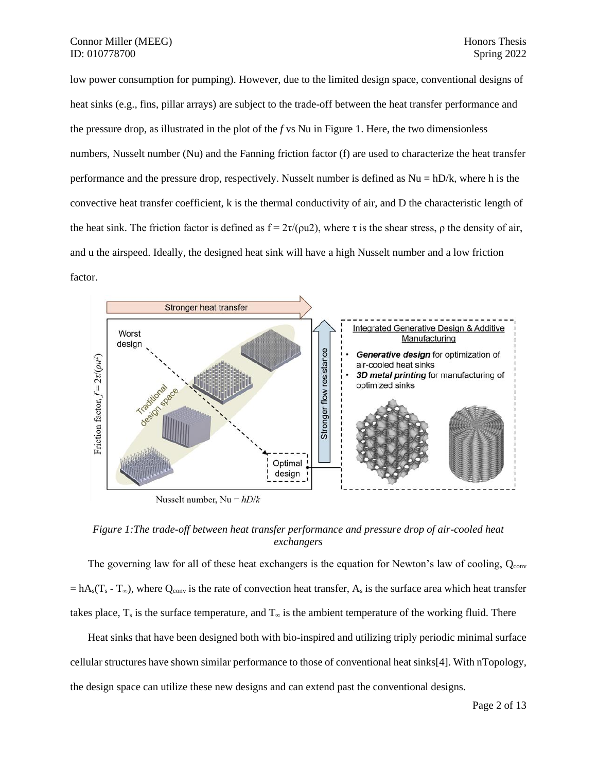low power consumption for pumping). However, due to the limited design space, conventional designs of heat sinks (e.g., fins, pillar arrays) are subject to the trade-off between the heat transfer performance and the pressure drop, as illustrated in the plot of the *f* vs Nu in Figure 1. Here, the two dimensionless numbers, Nusselt number (Nu) and the Fanning friction factor (f) are used to characterize the heat transfer performance and the pressure drop, respectively. Nusselt number is defined as $Nu = hD/k$, where h is the convective heat transfer coefficient, k is the thermal conductivity of air, and D the characteristic length of the heat sink. The friction factor is defined as $f = 2\tau/(\rho u2)$, where $\tau$ is the shear stress, $\rho$ the density of air, and u the airspeed. Ideally, the designed heat sink will have a high Nusselt number and a low friction factor.

*Figure 1:The trade-off between heat transfer performance and pressure drop of air-cooled heat exchangers*

The governing law for all of these heat exchangers is the equation for Newton's law of cooling, $Q_{conv} = hA_s(T_s - T_\infty)$, where $Q_{conv}$ is the rate of convection heat transfer, $A_s$ is the surface area which heat transfer takes place, $T_s$ is the surface temperature, and $T_\infty$ is the ambient temperature of the working fluid. There

Heat sinks that have been designed both with bio-inspired and utilizing triply periodic minimal surface cellular structures have shown similar performance to those of conventional heat sinks[4]. With nTopology, the design space can utilize these new designs and can extend past the conventional designs.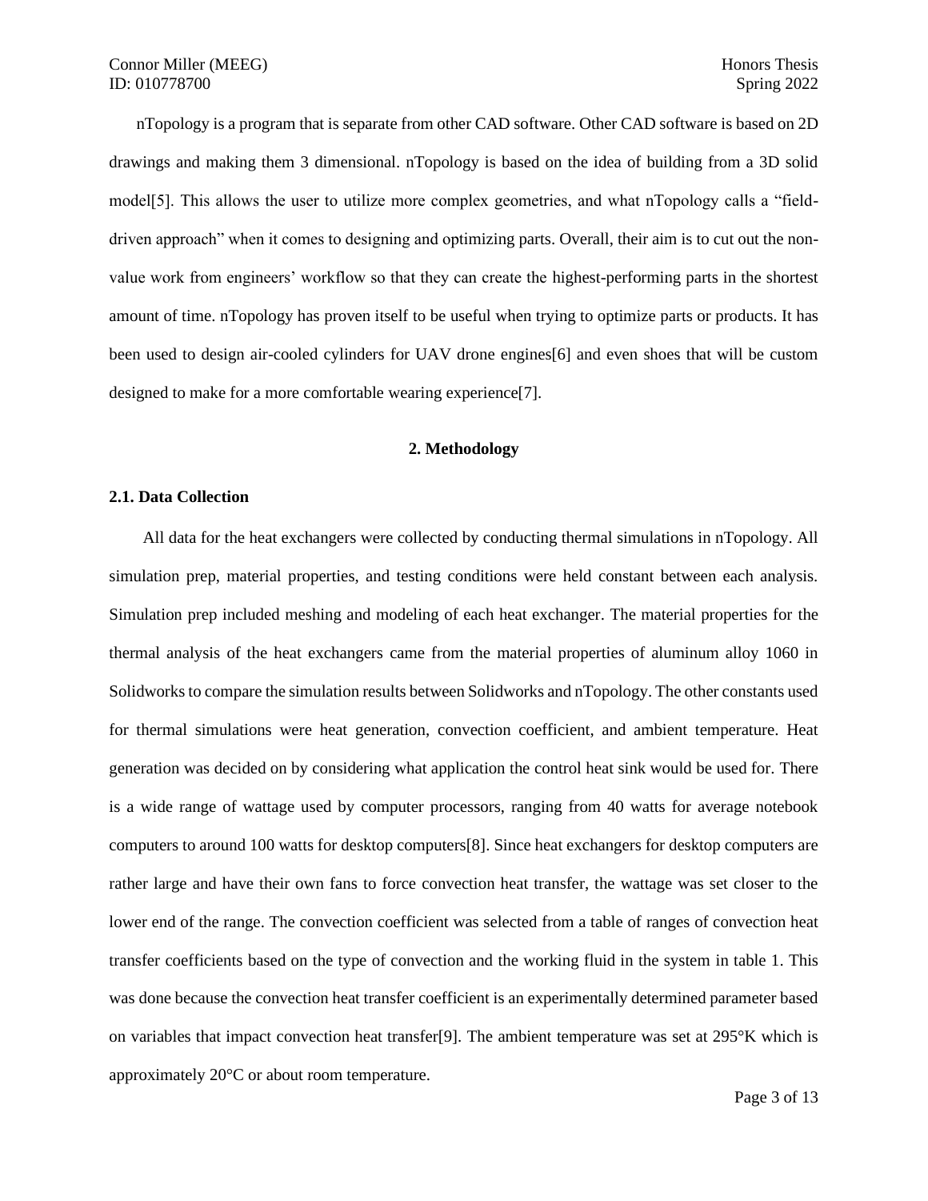nTopology is a program that is separate from other CAD software. Other CAD software is based on 2D drawings and making them 3 dimensional. nTopology is based on the idea of building from a 3D solid model[5]. This allows the user to utilize more complex geometries, and what nTopology calls a "field-driven approach" when it comes to designing and optimizing parts. Overall, their aim is to cut out the non-value work from engineers' workflow so that they can create the highest-performing parts in the shortest amount of time. nTopology has proven itself to be useful when trying to optimize parts or products. It has been used to design air-cooled cylinders for UAV drone engines[6] and even shoes that will be custom designed to make for a more comfortable wearing experience[7].

## 2. Methodology

### 2.1. Data Collection

All data for the heat exchangers were collected by conducting thermal simulations in nTopology. All simulation prep, material properties, and testing conditions were held constant between each analysis. Simulation prep included meshing and modeling of each heat exchanger. The material properties for the thermal analysis of the heat exchangers came from the material properties of aluminum alloy 1060 in Solidworks to compare the simulation results between Solidworks and nTopology. The other constants used for thermal simulations were heat generation, convection coefficient, and ambient temperature. Heat generation was decided on by considering what application the control heat sink would be used for. There is a wide range of wattage used by computer processors, ranging from 40 watts for average notebook computers to around 100 watts for desktop computers[8]. Since heat exchangers for desktop computers are rather large and have their own fans to force convection heat transfer, the wattage was set closer to the lower end of the range. The convection coefficient was selected from a table of ranges of convection heat transfer coefficients based on the type of convection and the working fluid in the system in table 1. This was done because the convection heat transfer coefficient is an experimentally determined parameter based on variables that impact convection heat transfer[9]. The ambient temperature was set at 295°K which is approximately 20°C or about room temperature.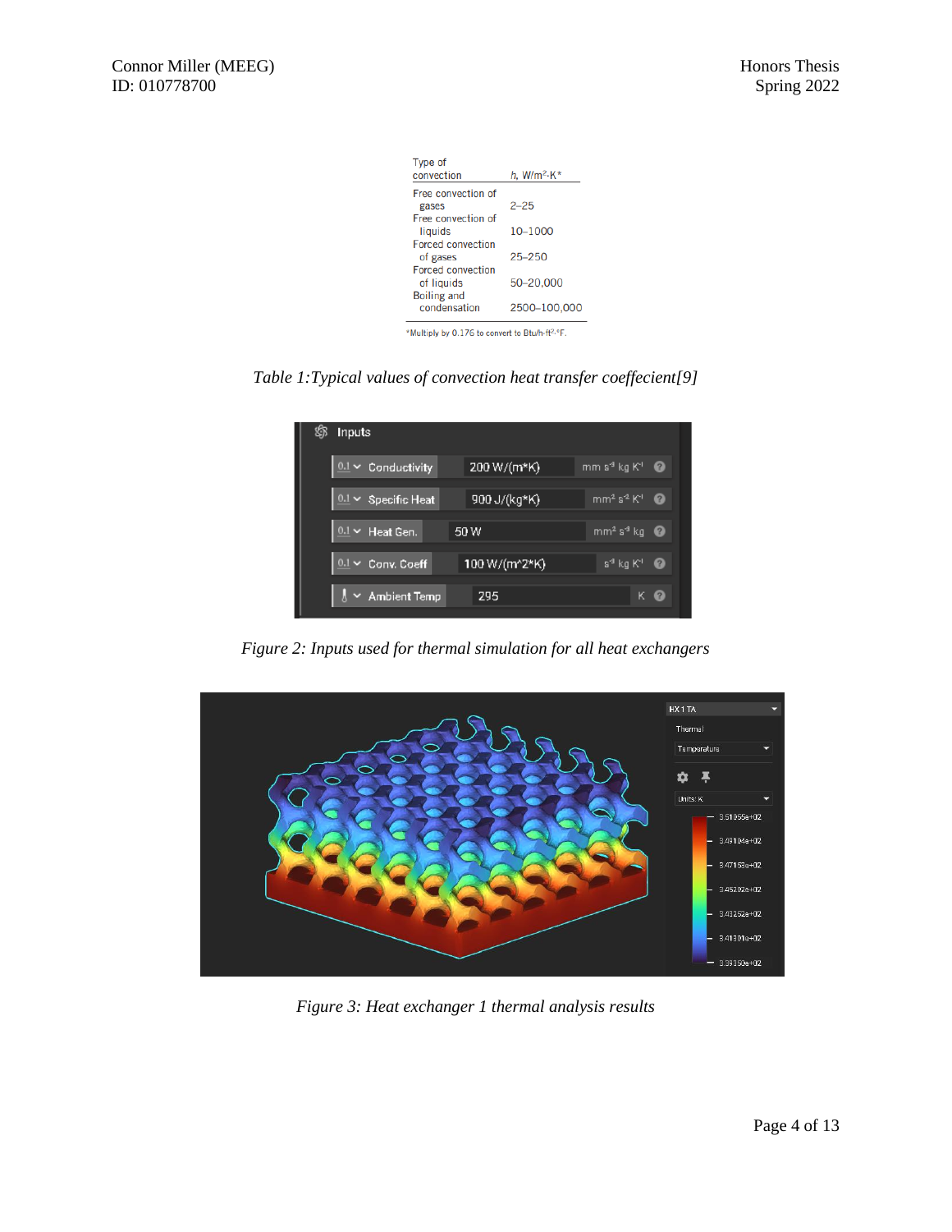| Type of convection | $h$, W/m$^2$·K* |
|---|---|
| Free convection of gases | 2–25 |
| Free convection of liquids | 10–1000 |
| Forced convection of gases | 25–250 |
| Forced convection of liquids | 50–20,000 |
| Boiling and condensation | 2500–100,000 |

*Multiply by 0.176 to convert to Btu/h·ft$^2$·°F.

*Table 1:Typical values of convection heat transfer coeffecient[9]*

| Inputs | | |
|---|---|---|
| Conductivity | 200 W/(m*K) | mm s$^{-3}$ kg K$^{-1}$ |
| Specific Heat | 900 J/(kg*K) | mm$^2$ s$^{-2}$ K$^{-1}$ |
| Heat Gen. | 50 W | mm$^2$ s$^{-3}$ kg |
| Conv. Coeff | 100 W/(m^2*K) | s$^{-3}$ kg K$^{-1}$ |
| Ambient Temp | 295 | K |

*Figure 2: Inputs used for thermal simulation for all heat exchangers*

*Figure 3: Heat exchanger 1 thermal analysis results*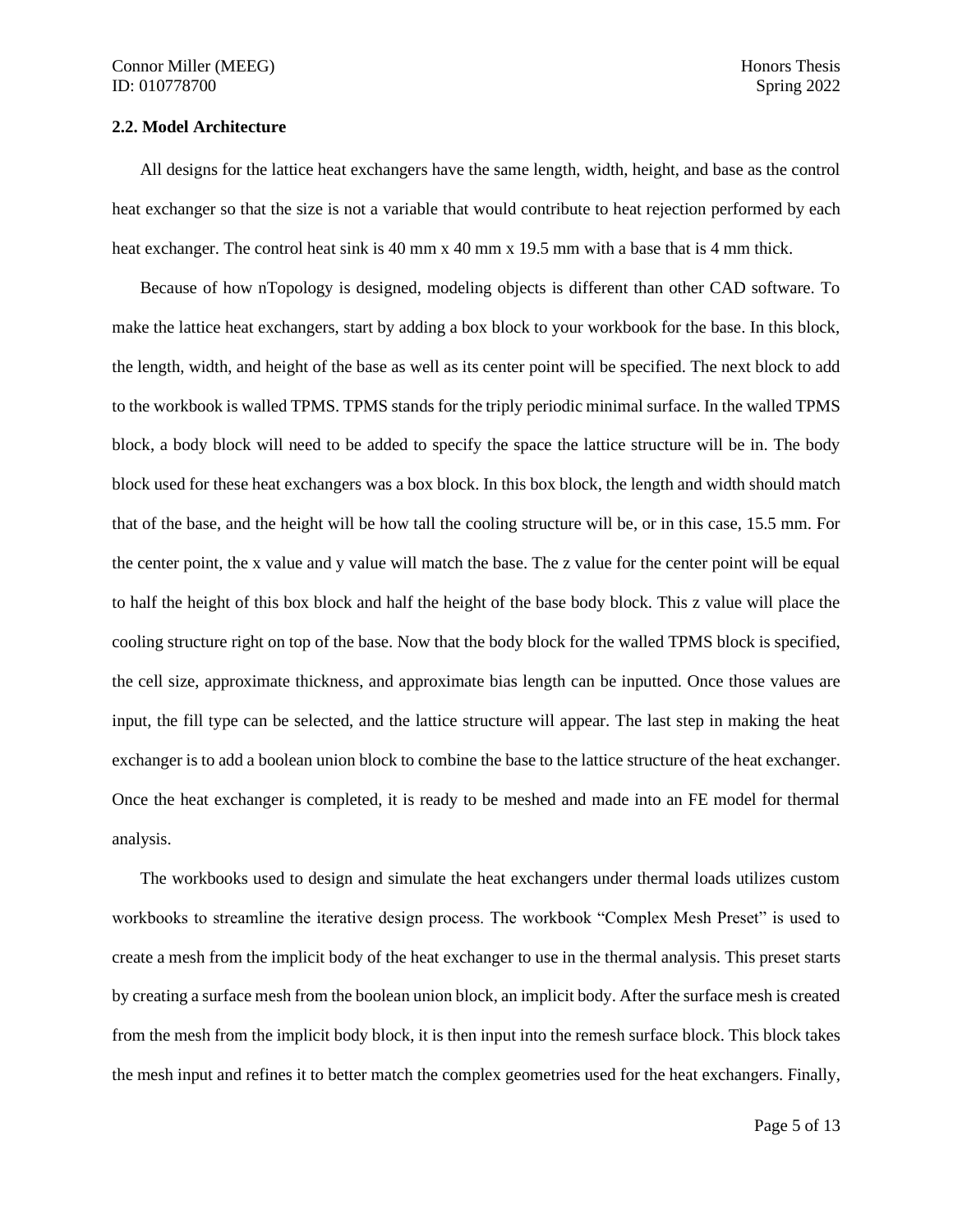### 2.2. Model Architecture

All designs for the lattice heat exchangers have the same length, width, height, and base as the control heat exchanger so that the size is not a variable that would contribute to heat rejection performed by each heat exchanger. The control heat sink is 40 mm x 40 mm x 19.5 mm with a base that is 4 mm thick.

Because of how nTopology is designed, modeling objects is different than other CAD software. To make the lattice heat exchangers, start by adding a box block to your workbook for the base. In this block, the length, width, and height of the base as well as its center point will be specified. The next block to add to the workbook is walled TPMS. TPMS stands for the triply periodic minimal surface. In the walled TPMS block, a body block will need to be added to specify the space the lattice structure will be in. The body block used for these heat exchangers was a box block. In this box block, the length and width should match that of the base, and the height will be how tall the cooling structure will be, or in this case, 15.5 mm. For the center point, the x value and y value will match the base. The z value for the center point will be equal to half the height of this box block and half the height of the base body block. This z value will place the cooling structure right on top of the base. Now that the body block for the walled TPMS block is specified, the cell size, approximate thickness, and approximate bias length can be inputted. Once those values are input, the fill type can be selected, and the lattice structure will appear. The last step in making the heat exchanger is to add a boolean union block to combine the base to the lattice structure of the heat exchanger. Once the heat exchanger is completed, it is ready to be meshed and made into an FE model for thermal analysis.

The workbooks used to design and simulate the heat exchangers under thermal loads utilizes custom workbooks to streamline the iterative design process. The workbook "Complex Mesh Preset" is used to create a mesh from the implicit body of the heat exchanger to use in the thermal analysis. This preset starts by creating a surface mesh from the boolean union block, an implicit body. After the surface mesh is created from the mesh from the implicit body block, it is then input into the remesh surface block. This block takes the mesh input and refines it to better match the complex geometries used for the heat exchangers. Finally,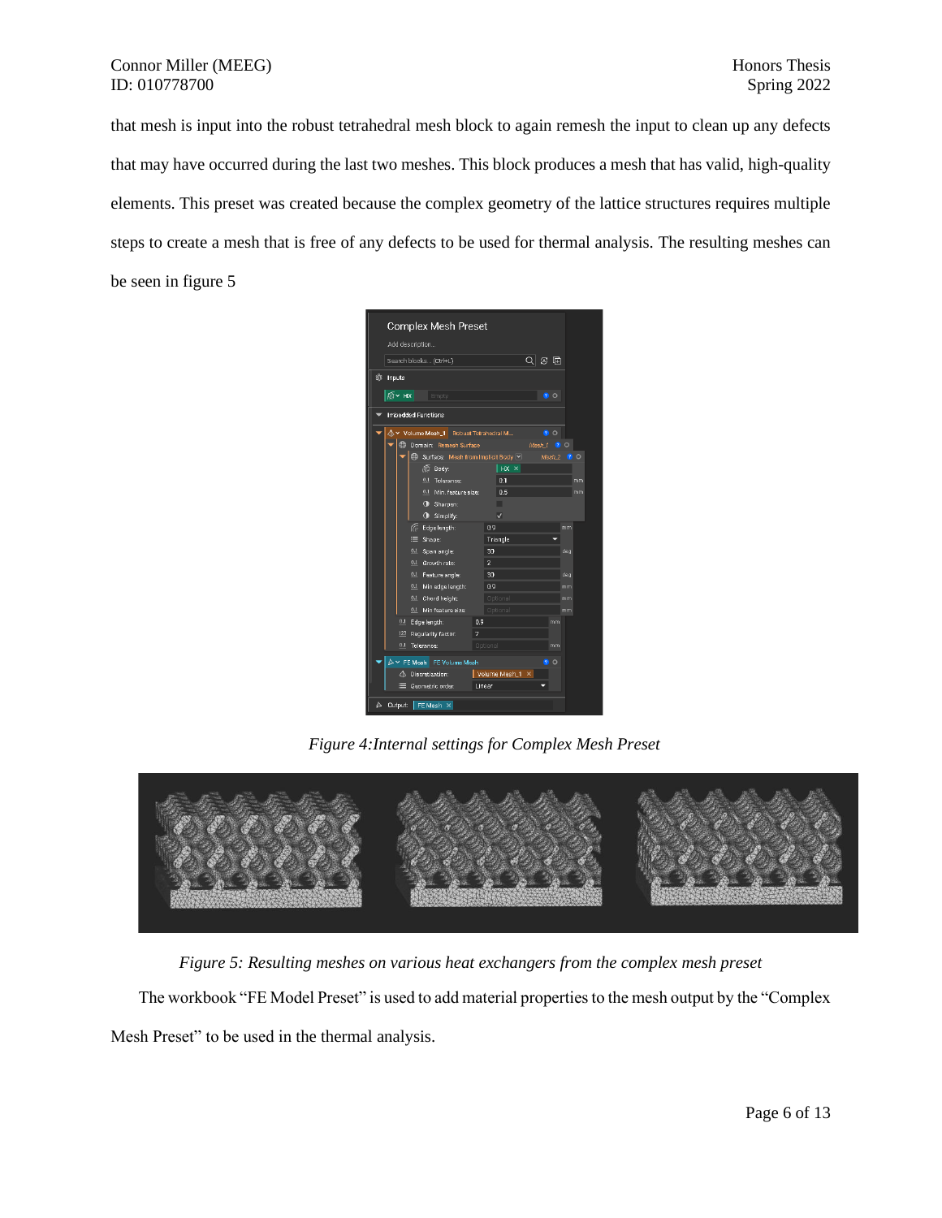that mesh is input into the robust tetrahedral mesh block to again remesh the input to clean up any defects that may have occurred during the last two meshes. This block produces a mesh that has valid, high-quality elements. This preset was created because the complex geometry of the lattice structures requires multiple steps to create a mesh that is free of any defects to be used for thermal analysis. The resulting meshes can be seen in figure 5

*Figure 4:Internal settings for Complex Mesh Preset*

*Figure 5: Resulting meshes on various heat exchangers from the complex mesh preset*

The workbook "FE Model Preset" is used to add material properties to the mesh output by the "Complex Mesh Preset" to be used in the thermal analysis.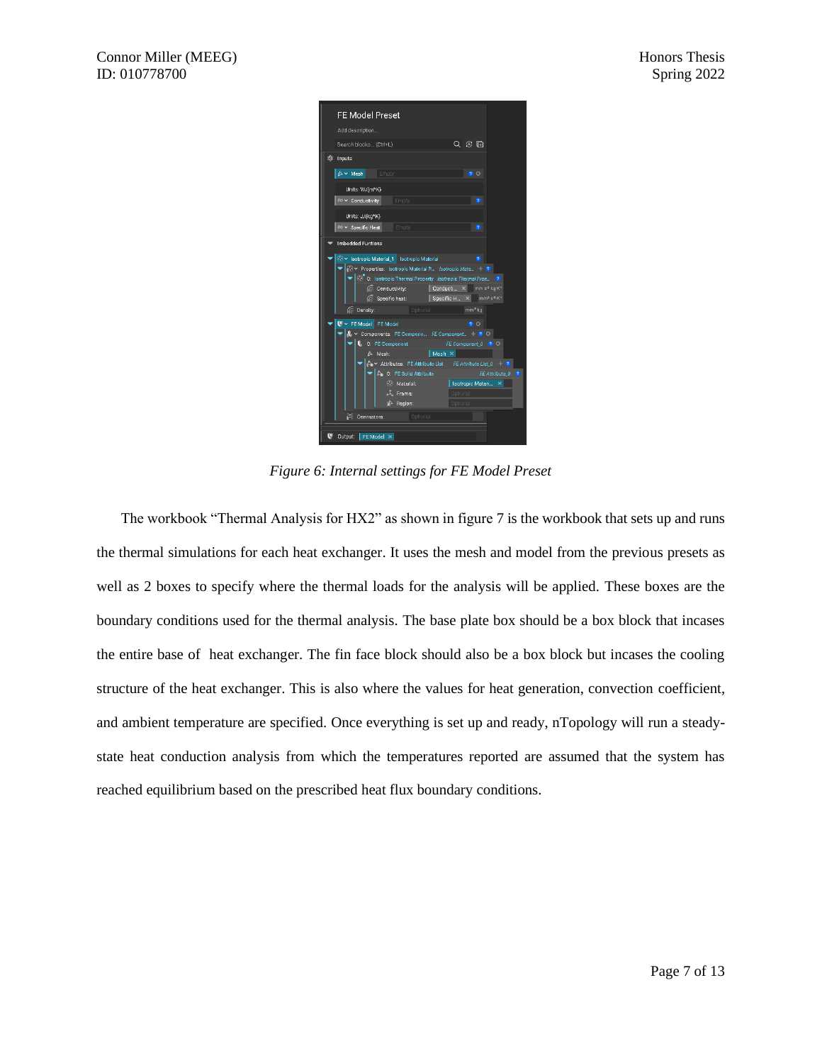*Figure 6: Internal settings for FE Model Preset*

The workbook “Thermal Analysis for HX2” as shown in figure 7 is the workbook that sets up and runs the thermal simulations for each heat exchanger. It uses the mesh and model from the previous presets as well as 2 boxes to specify where the thermal loads for the analysis will be applied. These boxes are the boundary conditions used for the thermal analysis. The base plate box should be a box block that incases the entire base of  heat exchanger. The fin face block should also be a box block but incases the cooling structure of the heat exchanger. This is also where the values for heat generation, convection coefficient, and ambient temperature are specified. Once everything is set up and ready, nTopology will run a steady-state heat conduction analysis from which the temperatures reported are assumed that the system has reached equilibrium based on the prescribed heat flux boundary conditions.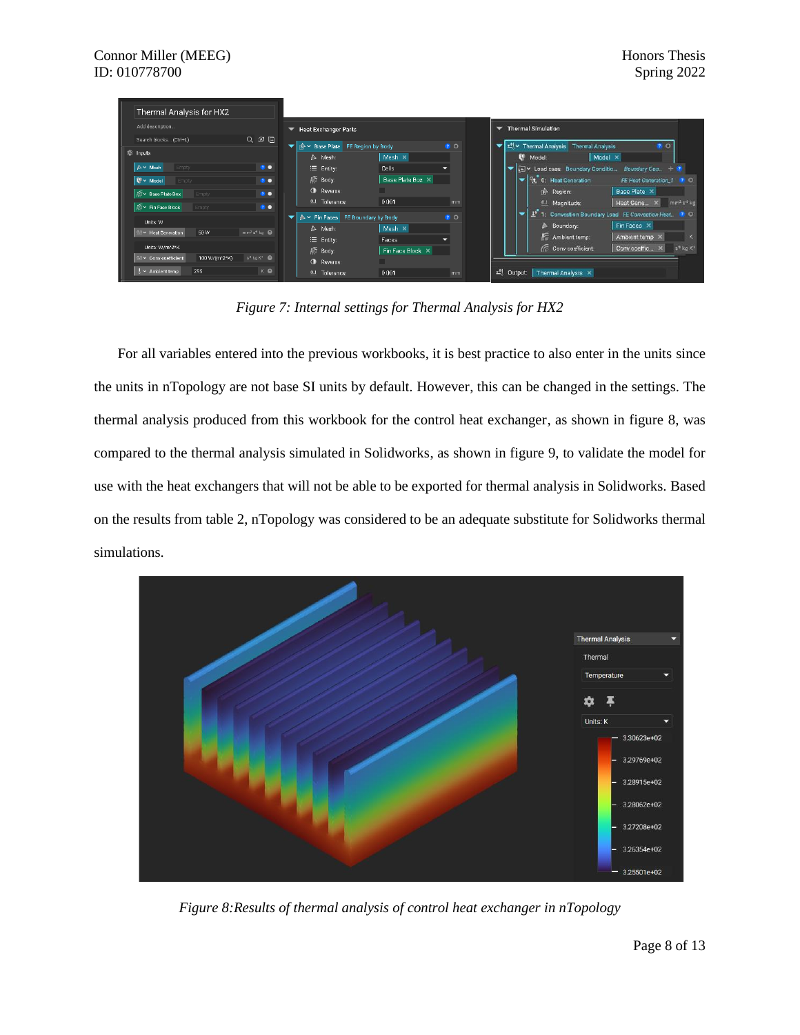*Figure 7: Internal settings for Thermal Analysis for HX2*

For all variables entered into the previous workbooks, it is best practice to also enter in the units since the units in nTopology are not base SI units by default. However, this can be changed in the settings. The thermal analysis produced from this workbook for the control heat exchanger, as shown in figure 8, was compared to the thermal analysis simulated in Solidworks, as shown in figure 9, to validate the model for use with the heat exchangers that will not be able to be exported for thermal analysis in Solidworks. Based on the results from table 2, nTopology was considered to be an adequate substitute for Solidworks thermal simulations.

*Figure 8:Results of thermal analysis of control heat exchanger in nTopology*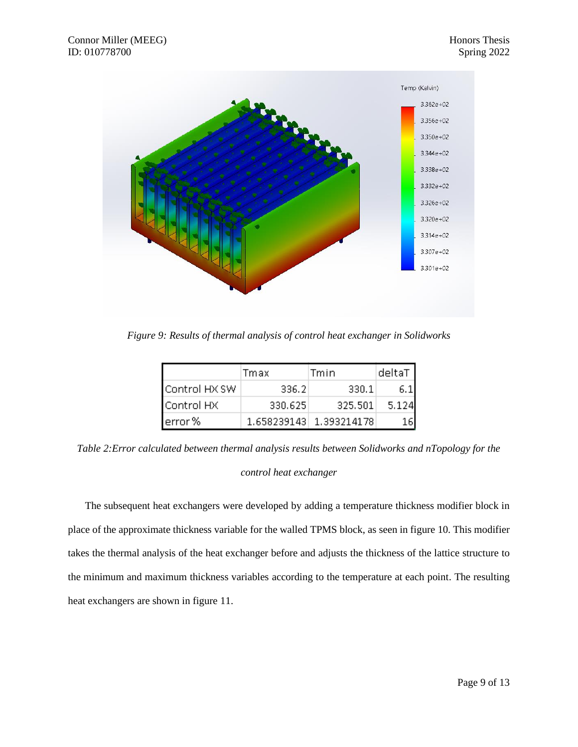*Figure 9: Results of thermal analysis of control heat exchanger in Solidworks*

| | Tmax | Tmin | deltaT |
|---|---|---|---|
| Control HX SW | 336.2 | 330.1 | 6.1 |
| Control HX | 330.625 | 325.501 | 5.124 |
| error % | 1.658239143 | 1.393214178 | 16 |

*Table 2:Error calculated between thermal analysis results between Solidworks and nTopology for the control heat exchanger*

The subsequent heat exchangers were developed by adding a temperature thickness modifier block in place of the approximate thickness variable for the walled TPMS block, as seen in figure 10. This modifier takes the thermal analysis of the heat exchanger before and adjusts the thickness of the lattice structure to the minimum and maximum thickness variables according to the temperature at each point. The resulting heat exchangers are shown in figure 11.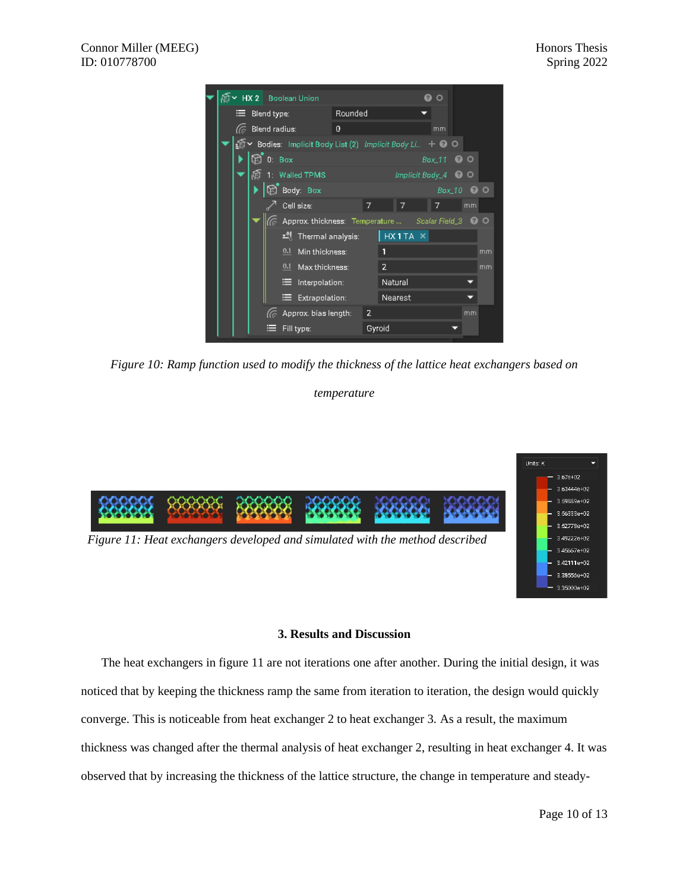*Figure 10: Ramp function used to modify the thickness of the lattice heat exchangers based on temperature*

*Figure 11: Heat exchangers developed and simulated with the method described*

### 3. Results and Discussion

The heat exchangers in figure 11 are not iterations one after another. During the initial design, it was noticed that by keeping the thickness ramp the same from iteration to iteration, the design would quickly converge. This is noticeable from heat exchanger 2 to heat exchanger 3. As a result, the maximum thickness was changed after the thermal analysis of heat exchanger 2, resulting in heat exchanger 4. It was observed that by increasing the thickness of the lattice structure, the change in temperature and steady-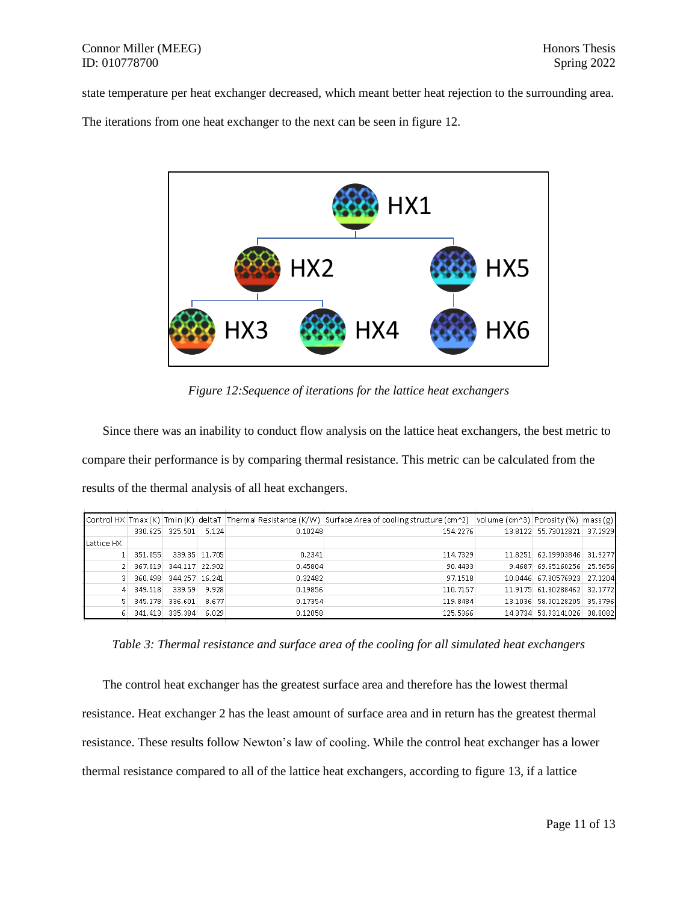state temperature per heat exchanger decreased, which meant better heat rejection to the surrounding area. The iterations from one heat exchanger to the next can be seen in figure 12.

*Figure 12:Sequence of iterations for the lattice heat exchangers*

Since there was an inability to conduct flow analysis on the lattice heat exchangers, the best metric to compare their performance is by comparing thermal resistance. This metric can be calculated from the results of the thermal analysis of all heat exchangers.

| Control HX | Tmax (K) | Tmin (K) | deltaT | Thermal Resistance (K/W) | Surface Area of cooling structure (cm^2) | volume (cm^3) | Porosity (%) | mass (g) |
|---|---|---|---|---|---|---|---|---|
| | 330.625 | 325.501 | 5.124 | 0.10248 | 154.2276 | 13.8122 | 55.73012821 | 37.2929 |
| Lattice HX | | | | | | | | |
| 1 | 351.055 | 339.35 | 11.705 | 0.2341 | 114.7329 | 11.8251 | 62.09903846 | 31.9277 |
| 2 | 367.019 | 344.117 | 22.902 | 0.45804 | 90.4433 | 9.4687 | 69.65160256 | 25.5656 |
| 3 | 360.498 | 344.257 | 16.241 | 0.32482 | 97.1518 | 10.0446 | 67.80576923 | 27.1204 |
| 4 | 349.518 | 339.59 | 9.928 | 0.19856 | 110.7157 | 11.9175 | 61.80288462 | 32.1772 |
| 5 | 345.278 | 336.601 | 8.677 | 0.17354 | 119.8484 | 13.1036 | 58.00128205 | 35.3796 |
| 6 | 341.413 | 335.384 | 6.029 | 0.12058 | 125.5366 | 14.3734 | 53.93141026 | 38.8082 |

*Table 3: Thermal resistance and surface area of the cooling for all simulated heat exchangers*

The control heat exchanger has the greatest surface area and therefore has the lowest thermal resistance. Heat exchanger 2 has the least amount of surface area and in return has the greatest thermal resistance. These results follow Newton's law of cooling. While the control heat exchanger has a lower thermal resistance compared to all of the lattice heat exchangers, according to figure 13, if a lattice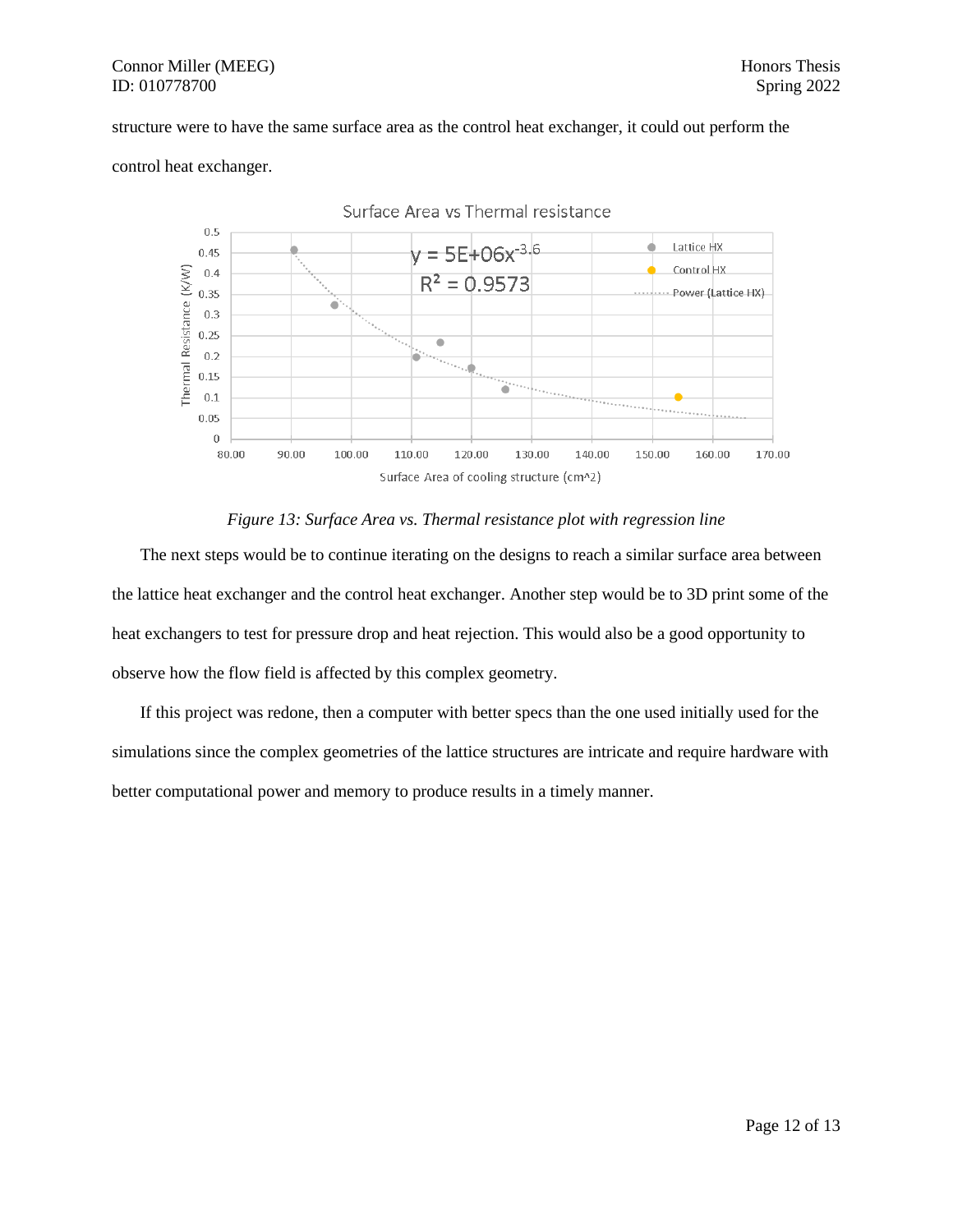structure were to have the same surface area as the control heat exchanger, it could out perform the control heat exchanger.

*Figure 13: Surface Area vs. Thermal resistance plot with regression line*

The next steps would be to continue iterating on the designs to reach a similar surface area between the lattice heat exchanger and the control heat exchanger. Another step would be to 3D print some of the heat exchangers to test for pressure drop and heat rejection. This would also be a good opportunity to observe how the flow field is affected by this complex geometry.

If this project was redone, then a computer with better specs than the one used initially used for the simulations since the complex geometries of the lattice structures are intricate and require hardware with better computational power and memory to produce results in a timely manner.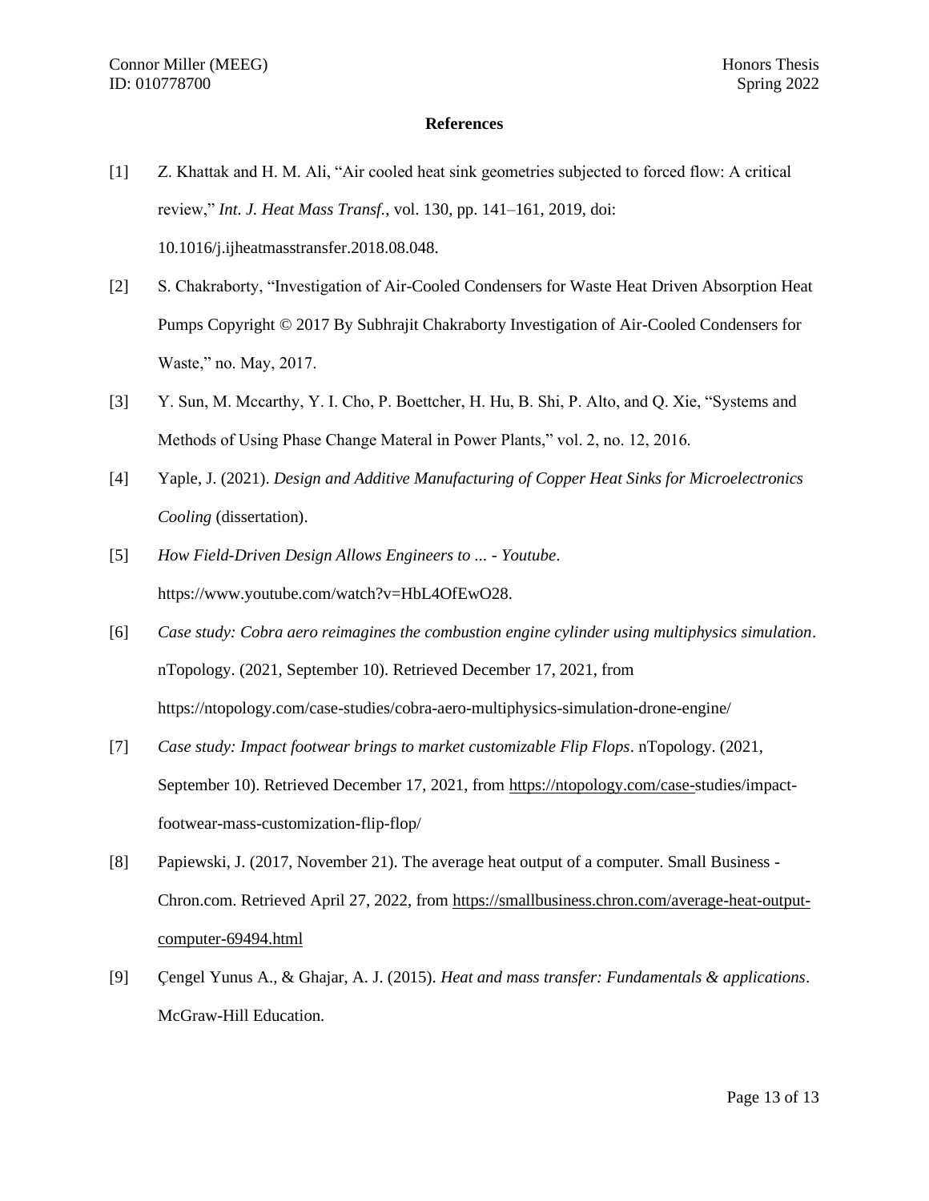# References

[1] Z. Khattak and H. M. Ali, "Air cooled heat sink geometries subjected to forced flow: A critical review," *Int. J. Heat Mass Transf.*, vol. 130, pp. 141–161, 2019, doi: 10.1016/j.ijheatmasstransfer.2018.08.048.

[2] S. Chakraborty, "Investigation of Air-Cooled Condensers for Waste Heat Driven Absorption Heat Pumps Copyright © 2017 By Subhrajit Chakraborty Investigation of Air-Cooled Condensers for Waste," no. May, 2017.

[3] Y. Sun, M. Mccarthy, Y. I. Cho, P. Boettcher, H. Hu, B. Shi, P. Alto, and Q. Xie, "Systems and Methods of Using Phase Change Materal in Power Plants," vol. 2, no. 12, 2016.

[4] Yaple, J. (2021). *Design and Additive Manufacturing of Copper Heat Sinks for Microelectronics Cooling* (dissertation).

[5] *How Field-Driven Design Allows Engineers to ... - Youtube*. https://www.youtube.com/watch?v=HbL4OfEwO28.

[6] *Case study: Cobra aero reimagines the combustion engine cylinder using multiphysics simulation*. nTopology. (2021, September 10). Retrieved December 17, 2021, from https://ntopology.com/case-studies/cobra-aero-multiphysics-simulation-drone-engine/

[7] *Case study: Impact footwear brings to market customizable Flip Flops*. nTopology. (2021, September 10). Retrieved December 17, 2021, from https://ntopology.com/case-studies/impact-footwear-mass-customization-flip-flop/

[8] Papiewski, J. (2017, November 21). The average heat output of a computer. Small Business - Chron.com. Retrieved April 27, 2022, from https://smallbusiness.chron.com/average-heat-output-computer-69494.html

[9] Çengel Yunus A., & Ghajar, A. J. (2015). *Heat and mass transfer: Fundamentals & applications*. McGraw-Hill Education.